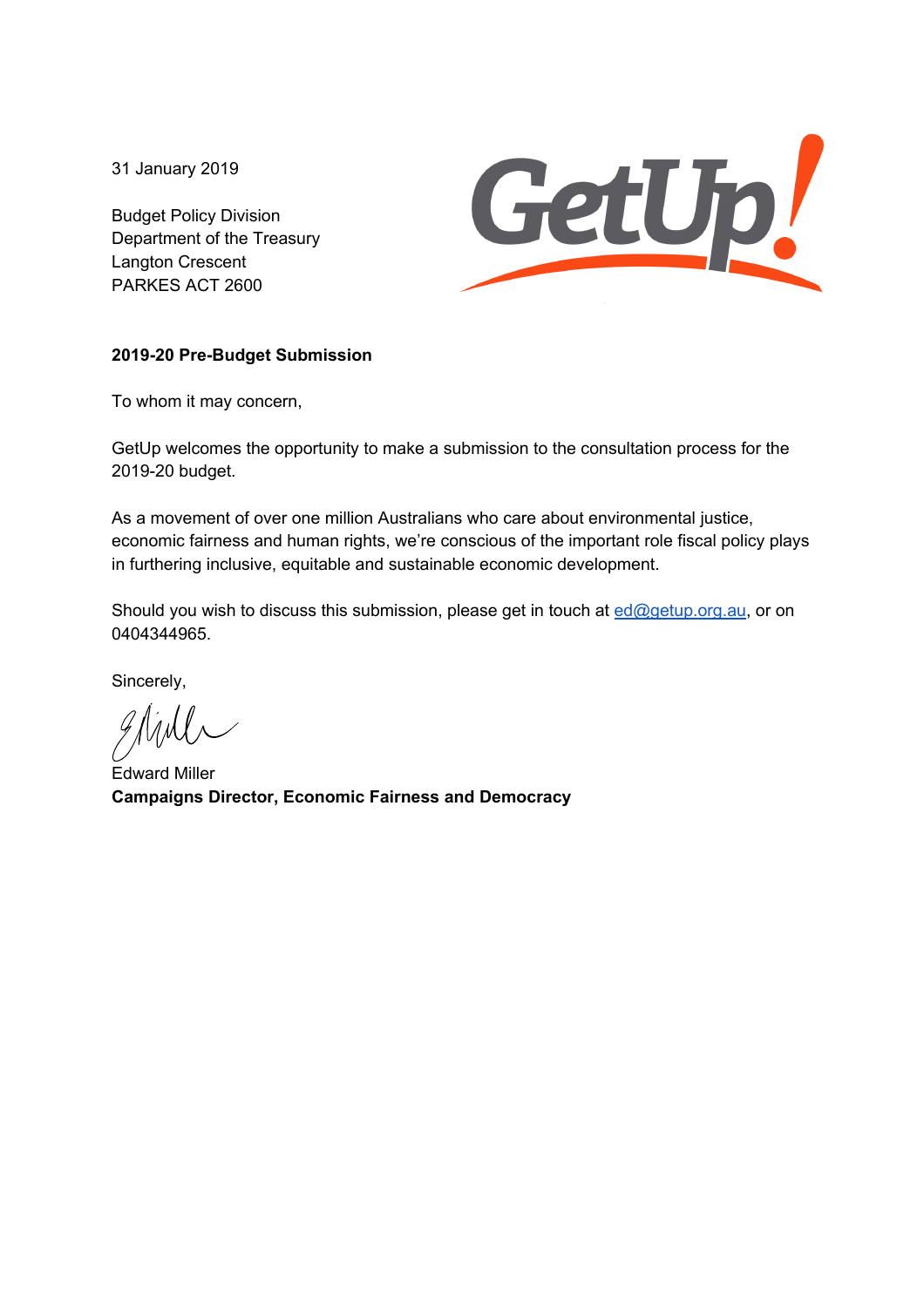31 January 2019

Budget Policy Division
Department of the Treasury
Langton Crescent
PARKES ACT 2600

**2019-20 Pre-Budget Submission**

To whom it may concern,

GetUp welcomes the opportunity to make a submission to the consultation process for the 2019-20 budget.

As a movement of over one million Australians who care about environmental justice, economic fairness and human rights, we're conscious of the important role fiscal policy plays in furthering inclusive, equitable and sustainable economic development.

Should you wish to discuss this submission, please get in touch at ed@getup.org.au, or on 0404344965.

Sincerely,

Edward Miller
**Campaigns Director, Economic Fairness and Democracy**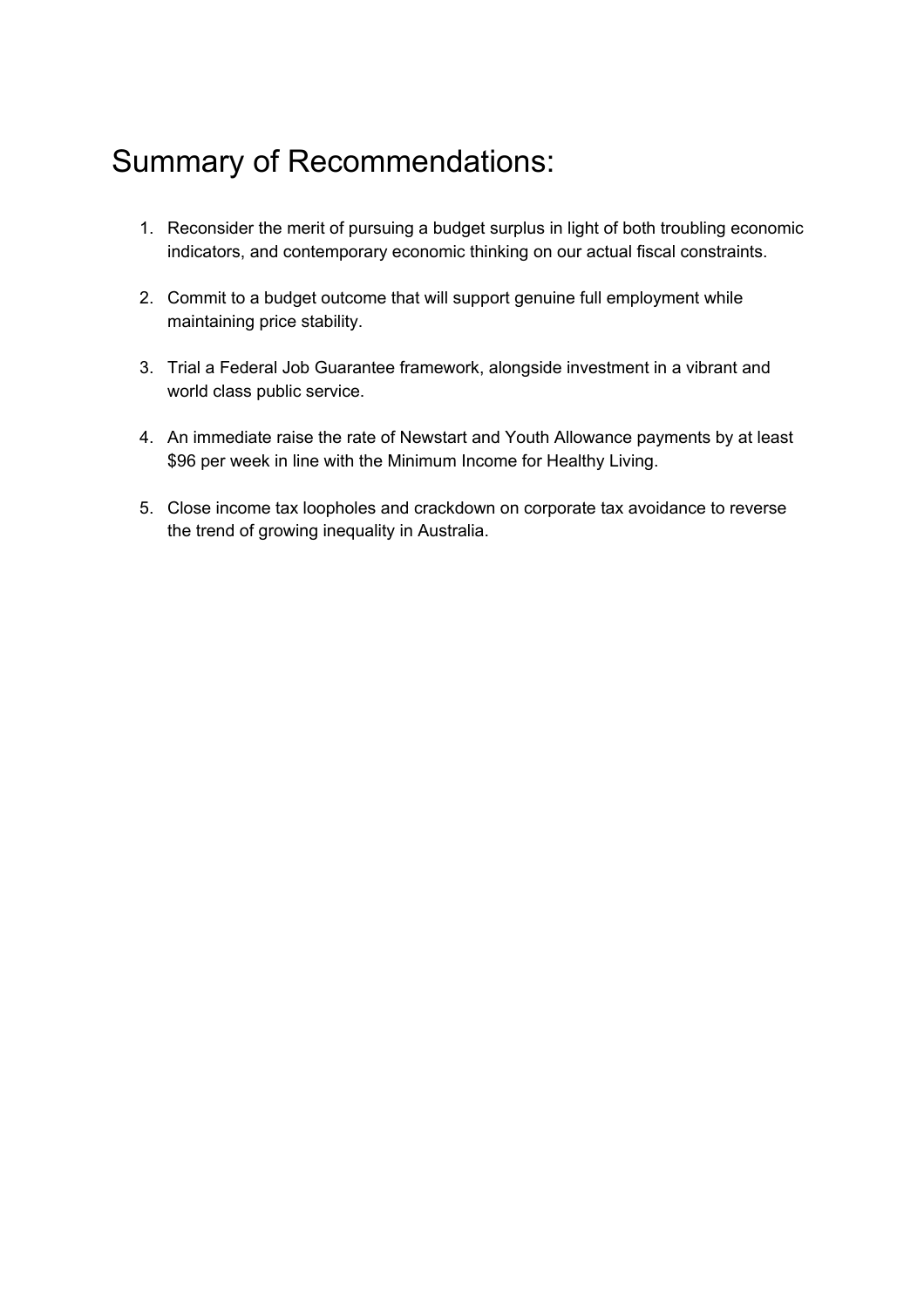# Summary of Recommendations:

1. Reconsider the merit of pursuing a budget surplus in light of both troubling economic indicators, and contemporary economic thinking on our actual fiscal constraints.
2. Commit to a budget outcome that will support genuine full employment while maintaining price stability.
3. Trial a Federal Job Guarantee framework, alongside investment in a vibrant and world class public service.
4. An immediate raise the rate of Newstart and Youth Allowance payments by at least $96 per week in line with the Minimum Income for Healthy Living.
5. Close income tax loopholes and crackdown on corporate tax avoidance to reverse the trend of growing inequality in Australia.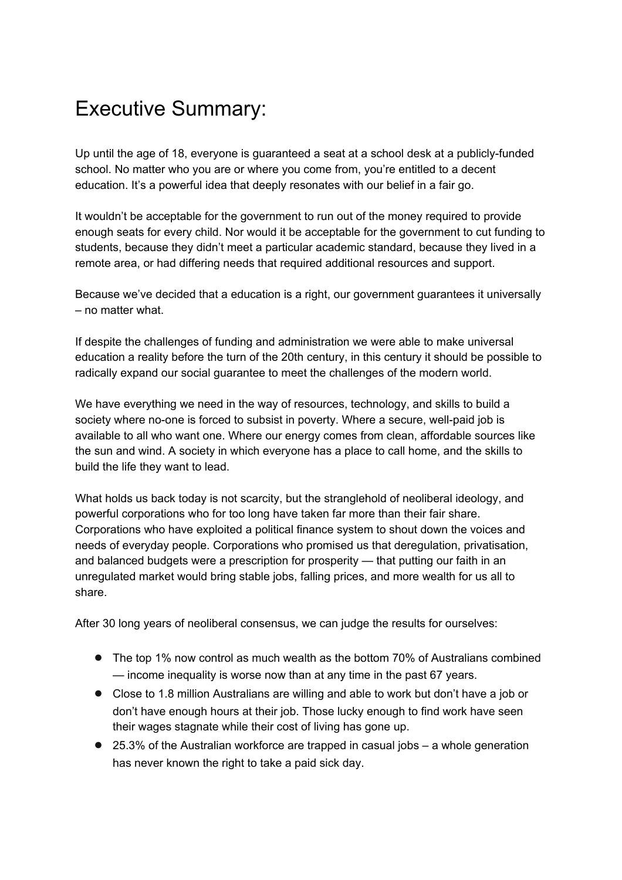# Executive Summary:

Up until the age of 18, everyone is guaranteed a seat at a school desk at a publicly-funded school. No matter who you are or where you come from, you're entitled to a decent education. It's a powerful idea that deeply resonates with our belief in a fair go.

It wouldn't be acceptable for the government to run out of the money required to provide enough seats for every child. Nor would it be acceptable for the government to cut funding to students, because they didn't meet a particular academic standard, because they lived in a remote area, or had differing needs that required additional resources and support.

Because we've decided that a education is a right, our government guarantees it universally – no matter what.

If despite the challenges of funding and administration we were able to make universal education a reality before the turn of the 20th century, in this century it should be possible to radically expand our social guarantee to meet the challenges of the modern world.

We have everything we need in the way of resources, technology, and skills to build a society where no-one is forced to subsist in poverty. Where a secure, well-paid job is available to all who want one. Where our energy comes from clean, affordable sources like the sun and wind. A society in which everyone has a place to call home, and the skills to build the life they want to lead.

What holds us back today is not scarcity, but the stranglehold of neoliberal ideology, and powerful corporations who for too long have taken far more than their fair share. Corporations who have exploited a political finance system to shout down the voices and needs of everyday people. Corporations who promised us that deregulation, privatisation, and balanced budgets were a prescription for prosperity — that putting our faith in an unregulated market would bring stable jobs, falling prices, and more wealth for us all to share.

After 30 long years of neoliberal consensus, we can judge the results for ourselves:

- The top 1% now control as much wealth as the bottom 70% of Australians combined — income inequality is worse now than at any time in the past 67 years.
- Close to 1.8 million Australians are willing and able to work but don't have a job or don't have enough hours at their job. Those lucky enough to find work have seen their wages stagnate while their cost of living has gone up.
- 25.3% of the Australian workforce are trapped in casual jobs – a whole generation has never known the right to take a paid sick day.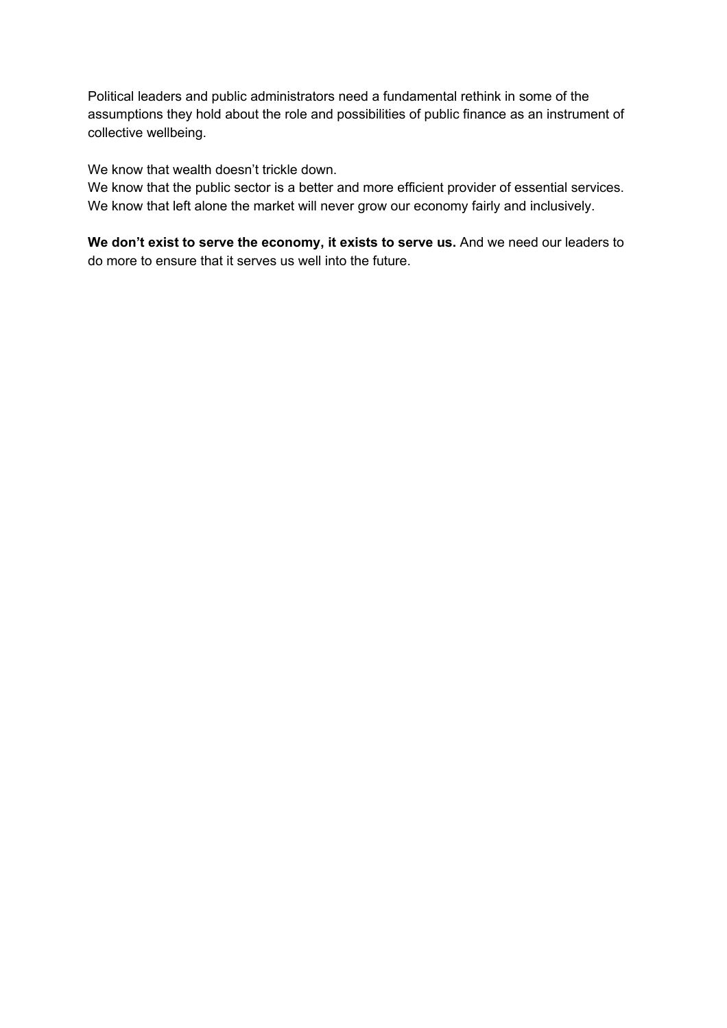Political leaders and public administrators need a fundamental rethink in some of the assumptions they hold about the role and possibilities of public finance as an instrument of collective wellbeing.

We know that wealth doesn't trickle down.
We know that the public sector is a better and more efficient provider of essential services.
We know that left alone the market will never grow our economy fairly and inclusively.

**We don't exist to serve the economy, it exists to serve us.** And we need our leaders to do more to ensure that it serves us well into the future.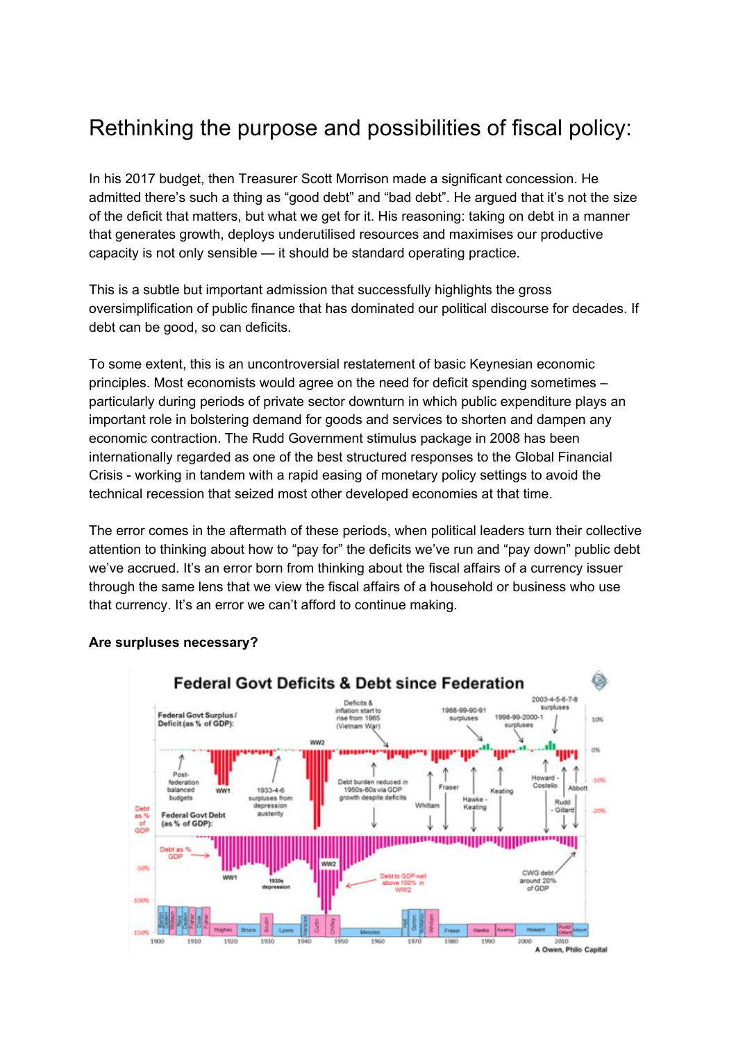# Rethinking the purpose and possibilities of fiscal policy:

In his 2017 budget, then Treasurer Scott Morrison made a significant concession. He admitted there's such a thing as "good debt" and "bad debt". He argued that it's not the size of the deficit that matters, but what we get for it. His reasoning: taking on debt in a manner that generates growth, deploys underutilised resources and maximises our productive capacity is not only sensible — it should be standard operating practice.

This is a subtle but important admission that successfully highlights the gross oversimplification of public finance that has dominated our political discourse for decades. If debt can be good, so can deficits.

To some extent, this is an uncontroversial restatement of basic Keynesian economic principles. Most economists would agree on the need for deficit spending sometimes – particularly during periods of private sector downturn in which public expenditure plays an important role in bolstering demand for goods and services to shorten and dampen any economic contraction. The Rudd Government stimulus package in 2008 has been internationally regarded as one of the best structured responses to the Global Financial Crisis - working in tandem with a rapid easing of monetary policy settings to avoid the technical recession that seized most other developed economies at that time.

The error comes in the aftermath of these periods, when political leaders turn their collective attention to thinking about how to "pay for" the deficits we've run and "pay down" public debt we've accrued. It's an error born from thinking about the fiscal affairs of a currency issuer through the same lens that we view the fiscal affairs of a household or business who use that currency. It's an error we can't afford to continue making.

**Are surpluses necessary?**

**Federal Govt Deficits & Debt since Federation**

A Owen, Philo Capital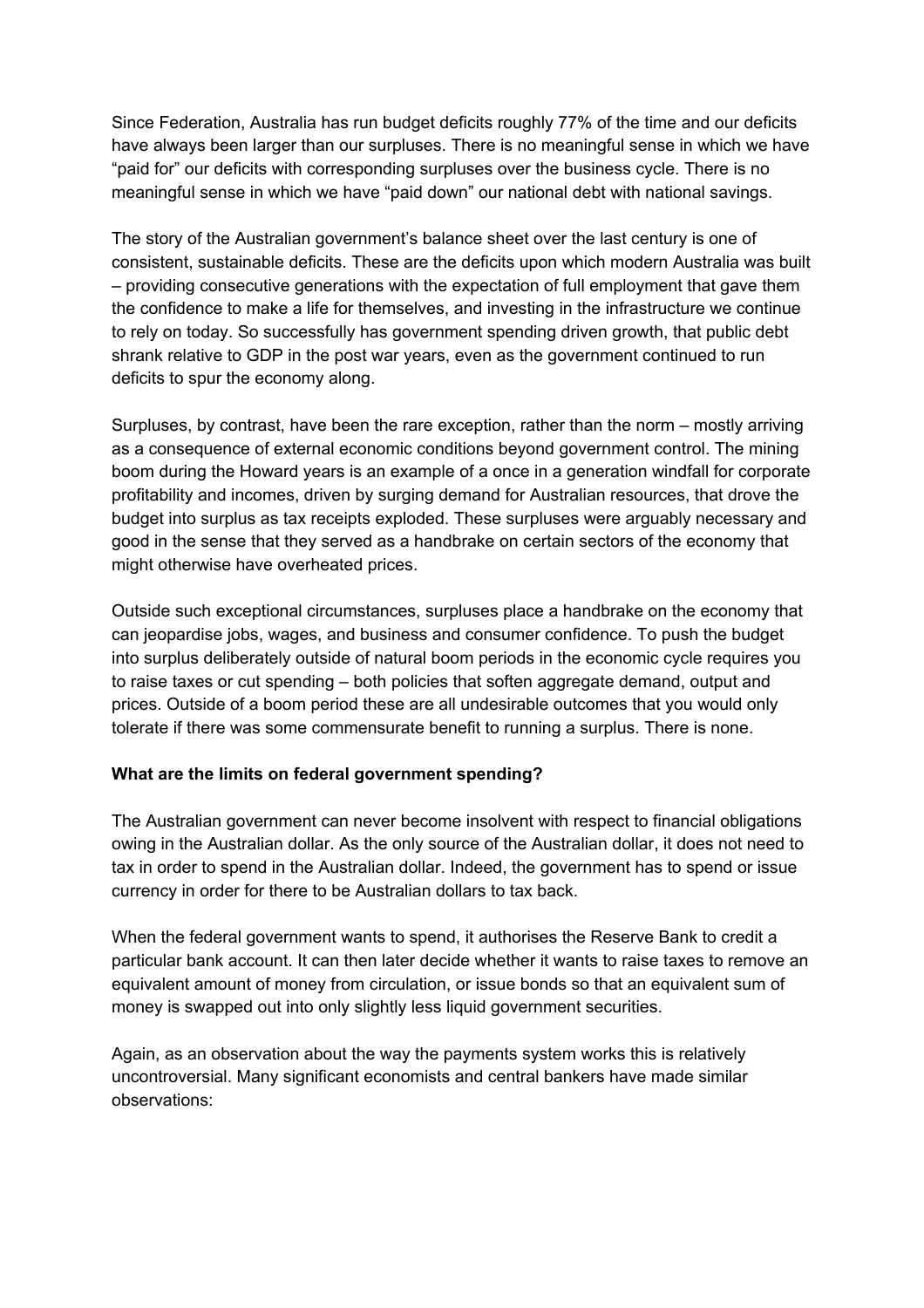Since Federation, Australia has run budget deficits roughly 77% of the time and our deficits have always been larger than our surpluses. There is no meaningful sense in which we have "paid for" our deficits with corresponding surpluses over the business cycle. There is no meaningful sense in which we have "paid down" our national debt with national savings.

The story of the Australian government's balance sheet over the last century is one of consistent, sustainable deficits. These are the deficits upon which modern Australia was built – providing consecutive generations with the expectation of full employment that gave them the confidence to make a life for themselves, and investing in the infrastructure we continue to rely on today. So successfully has government spending driven growth, that public debt shrank relative to GDP in the post war years, even as the government continued to run deficits to spur the economy along.

Surpluses, by contrast, have been the rare exception, rather than the norm – mostly arriving as a consequence of external economic conditions beyond government control. The mining boom during the Howard years is an example of a once in a generation windfall for corporate profitability and incomes, driven by surging demand for Australian resources, that drove the budget into surplus as tax receipts exploded. These surpluses were arguably necessary and good in the sense that they served as a handbrake on certain sectors of the economy that might otherwise have overheated prices.

Outside such exceptional circumstances, surpluses place a handbrake on the economy that can jeopardise jobs, wages, and business and consumer confidence. To push the budget into surplus deliberately outside of natural boom periods in the economic cycle requires you to raise taxes or cut spending – both policies that soften aggregate demand, output and prices. Outside of a boom period these are all undesirable outcomes that you would only tolerate if there was some commensurate benefit to running a surplus. There is none.

**What are the limits on federal government spending?**

The Australian government can never become insolvent with respect to financial obligations owing in the Australian dollar. As the only source of the Australian dollar, it does not need to tax in order to spend in the Australian dollar. Indeed, the government has to spend or issue currency in order for there to be Australian dollars to tax back.

When the federal government wants to spend, it authorises the Reserve Bank to credit a particular bank account. It can then later decide whether it wants to raise taxes to remove an equivalent amount of money from circulation, or issue bonds so that an equivalent sum of money is swapped out into only slightly less liquid government securities.

Again, as an observation about the way the payments system works this is relatively uncontroversial. Many significant economists and central bankers have made similar observations: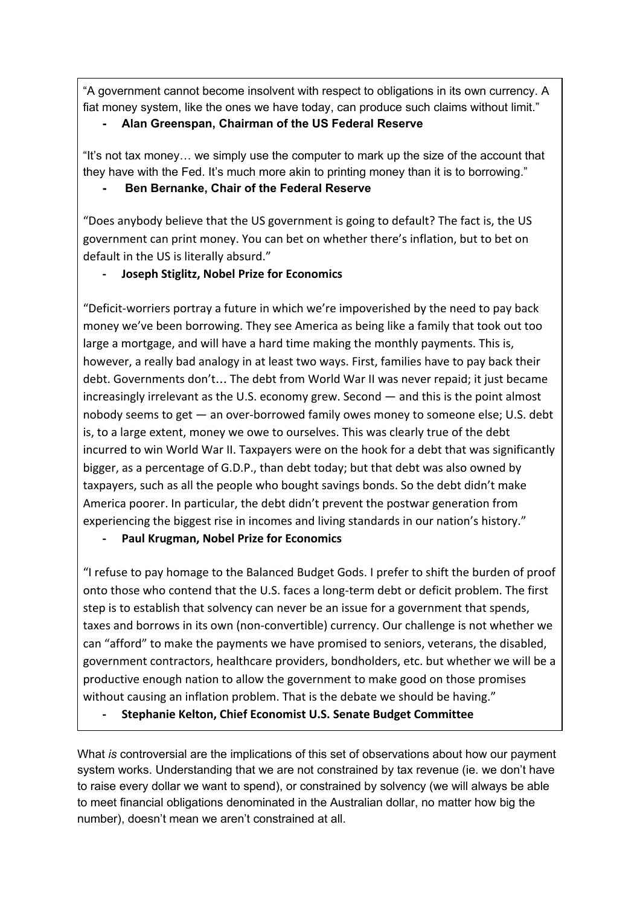"A government cannot become insolvent with respect to obligations in its own currency. A fiat money system, like the ones we have today, can produce such claims without limit."

- **Alan Greenspan, Chairman of the US Federal Reserve**

"It's not tax money… we simply use the computer to mark up the size of the account that they have with the Fed. It's much more akin to printing money than it is to borrowing."

- **Ben Bernanke, Chair of the Federal Reserve**

"Does anybody believe that the US government is going to default? The fact is, the US government can print money. You can bet on whether there's inflation, but to bet on default in the US is literally absurd."

- **Joseph Stiglitz, Nobel Prize for Economics**

"Deficit-worriers portray a future in which we're impoverished by the need to pay back money we've been borrowing. They see America as being like a family that took out too large a mortgage, and will have a hard time making the monthly payments. This is, however, a really bad analogy in at least two ways. First, families have to pay back their debt. Governments don't… The debt from World War II was never repaid; it just became increasingly irrelevant as the U.S. economy grew. Second — and this is the point almost nobody seems to get — an over-borrowed family owes money to someone else; U.S. debt is, to a large extent, money we owe to ourselves. This was clearly true of the debt incurred to win World War II. Taxpayers were on the hook for a debt that was significantly bigger, as a percentage of G.D.P., than debt today; but that debt was also owned by taxpayers, such as all the people who bought savings bonds. So the debt didn't make America poorer. In particular, the debt didn't prevent the postwar generation from experiencing the biggest rise in incomes and living standards in our nation's history."

- **Paul Krugman, Nobel Prize for Economics**

"I refuse to pay homage to the Balanced Budget Gods. I prefer to shift the burden of proof onto those who contend that the U.S. faces a long-term debt or deficit problem. The first step is to establish that solvency can never be an issue for a government that spends, taxes and borrows in its own (non-convertible) currency. Our challenge is not whether we can "afford" to make the payments we have promised to seniors, veterans, the disabled, government contractors, healthcare providers, bondholders, etc. but whether we will be a productive enough nation to allow the government to make good on those promises without causing an inflation problem. That is the debate we should be having."

- **Stephanie Kelton, Chief Economist U.S. Senate Budget Committee**

What *is* controversial are the implications of this set of observations about how our payment system works. Understanding that we are not constrained by tax revenue (ie. we don't have to raise every dollar we want to spend), or constrained by solvency (we will always be able to meet financial obligations denominated in the Australian dollar, no matter how big the number), doesn't mean we aren't constrained at all.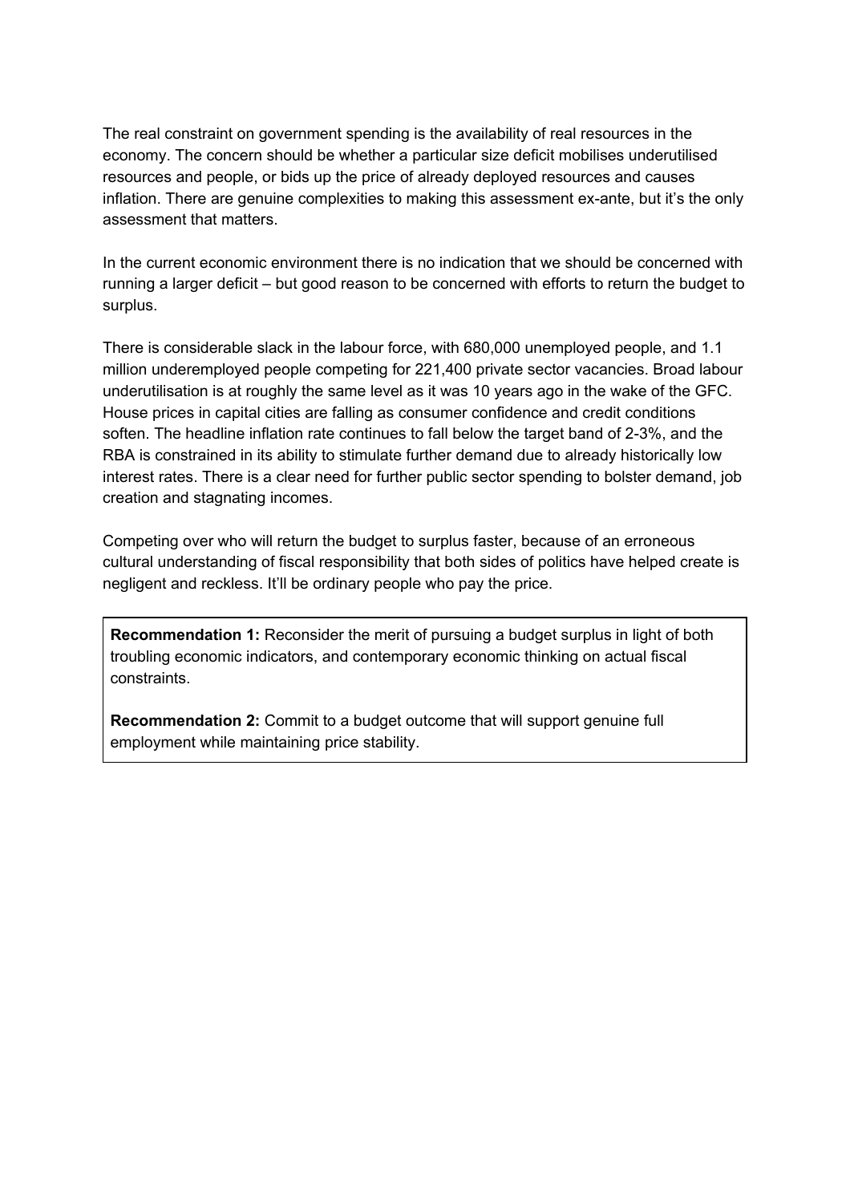The real constraint on government spending is the availability of real resources in the economy. The concern should be whether a particular size deficit mobilises underutilised resources and people, or bids up the price of already deployed resources and causes inflation. There are genuine complexities to making this assessment ex-ante, but it's the only assessment that matters.

In the current economic environment there is no indication that we should be concerned with running a larger deficit – but good reason to be concerned with efforts to return the budget to surplus.

There is considerable slack in the labour force, with 680,000 unemployed people, and 1.1 million underemployed people competing for 221,400 private sector vacancies. Broad labour underutilisation is at roughly the same level as it was 10 years ago in the wake of the GFC. House prices in capital cities are falling as consumer confidence and credit conditions soften. The headline inflation rate continues to fall below the target band of 2-3%, and the RBA is constrained in its ability to stimulate further demand due to already historically low interest rates. There is a clear need for further public sector spending to bolster demand, job creation and stagnating incomes.

Competing over who will return the budget to surplus faster, because of an erroneous cultural understanding of fiscal responsibility that both sides of politics have helped create is negligent and reckless. It'll be ordinary people who pay the price.

**Recommendation 1:** Reconsider the merit of pursuing a budget surplus in light of both troubling economic indicators, and contemporary economic thinking on actual fiscal constraints.

**Recommendation 2:** Commit to a budget outcome that will support genuine full employment while maintaining price stability.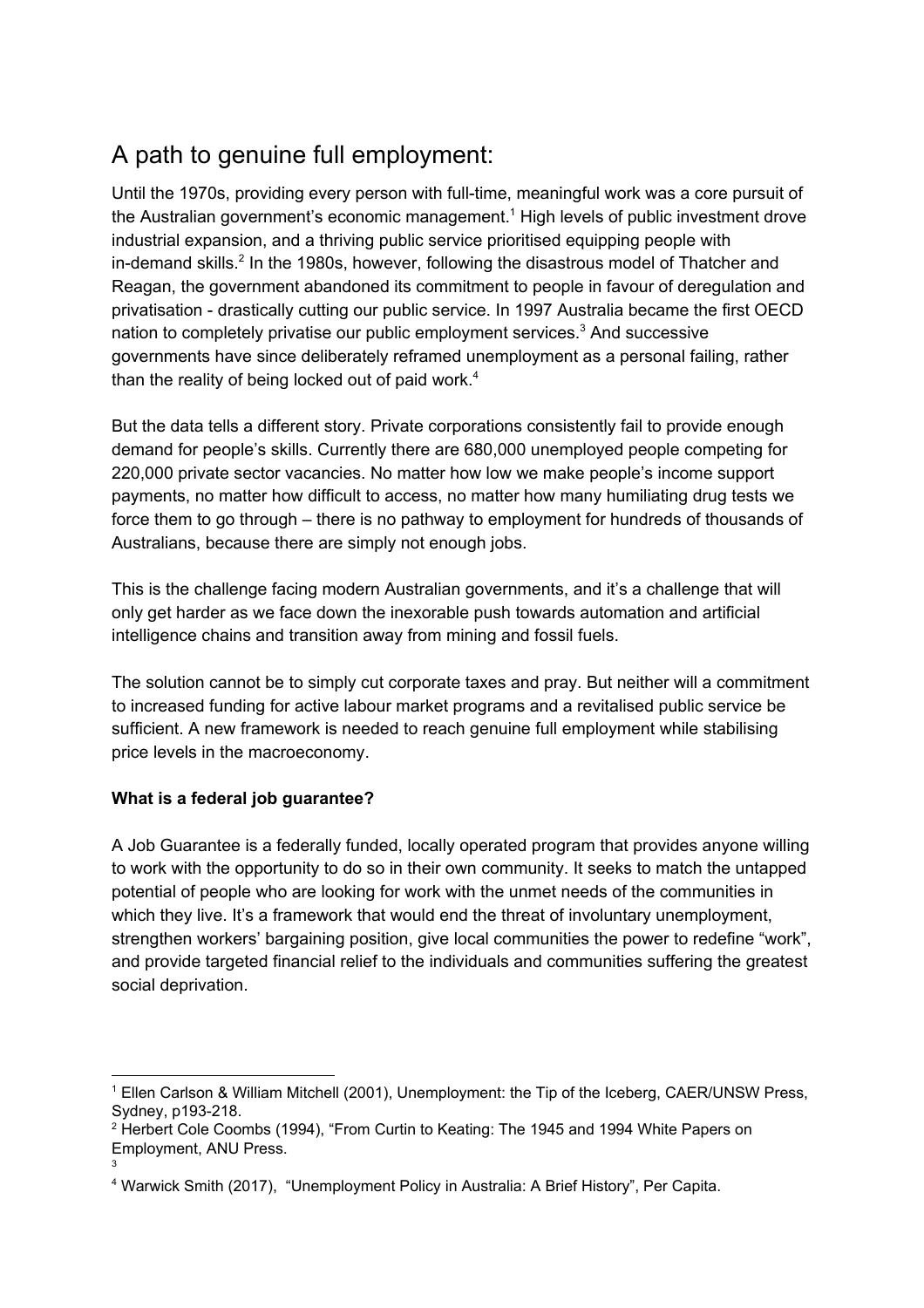# A path to genuine full employment:

Until the 1970s, providing every person with full-time, meaningful work was a core pursuit of the Australian government's economic management.[1] High levels of public investment drove industrial expansion, and a thriving public service prioritised equipping people with in-demand skills.[2] In the 1980s, however, following the disastrous model of Thatcher and Reagan, the government abandoned its commitment to people in favour of deregulation and privatisation - drastically cutting our public service. In 1997 Australia became the first OECD nation to completely privatise our public employment services.[3] And successive governments have since deliberately reframed unemployment as a personal failing, rather than the reality of being locked out of paid work.[4]

But the data tells a different story. Private corporations consistently fail to provide enough demand for people's skills. Currently there are 680,000 unemployed people competing for 220,000 private sector vacancies. No matter how low we make people's income support payments, no matter how difficult to access, no matter how many humiliating drug tests we force them to go through – there is no pathway to employment for hundreds of thousands of Australians, because there are simply not enough jobs.

This is the challenge facing modern Australian governments, and it's a challenge that will only get harder as we face down the inexorable push towards automation and artificial intelligence chains and transition away from mining and fossil fuels.

The solution cannot be to simply cut corporate taxes and pray. But neither will a commitment to increased funding for active labour market programs and a revitalised public service be sufficient. A new framework is needed to reach genuine full employment while stabilising price levels in the macroeconomy.

**What is a federal job guarantee?**

A Job Guarantee is a federally funded, locally operated program that provides anyone willing to work with the opportunity to do so in their own community. It seeks to match the untapped potential of people who are looking for work with the unmet needs of the communities in which they live. It's a framework that would end the threat of involuntary unemployment, strengthen workers' bargaining position, give local communities the power to redefine "work", and provide targeted financial relief to the individuals and communities suffering the greatest social deprivation.

---

[1] Ellen Carlson & William Mitchell (2001), Unemployment: the Tip of the Iceberg, CAER/UNSW Press, Sydney, p193-218.

[2] Herbert Cole Coombs (1994), "From Curtin to Keating: The 1945 and 1994 White Papers on Employment, ANU Press.

[3]

[4] Warwick Smith (2017), "Unemployment Policy in Australia: A Brief History", Per Capita.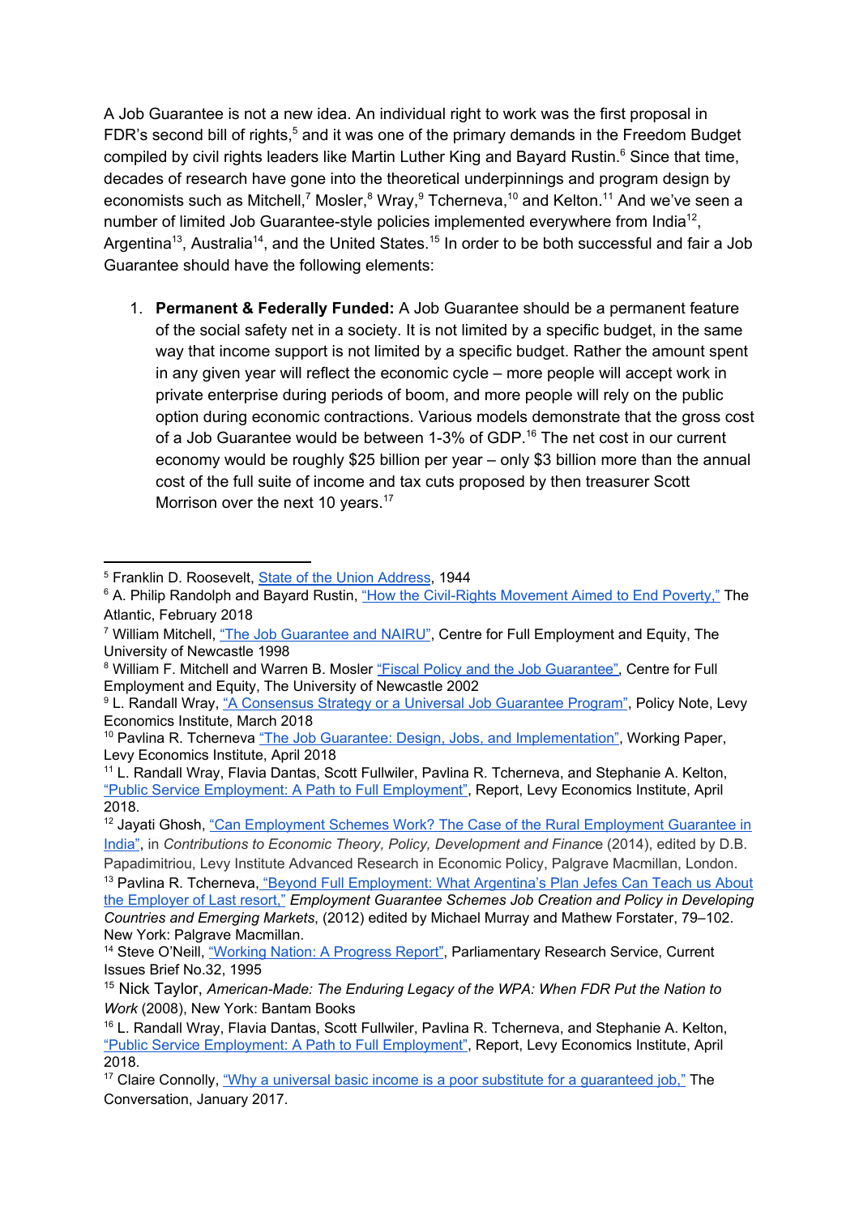A Job Guarantee is not a new idea. An individual right to work was the first proposal in FDR's second bill of rights,[5] and it was one of the primary demands in the Freedom Budget compiled by civil rights leaders like Martin Luther King and Bayard Rustin.[6] Since that time, decades of research have gone into the theoretical underpinnings and program design by economists such as Mitchell,[7] Mosler,[8] Wray,[9] Tcherneva,[10] and Kelton.[11] And we've seen a number of limited Job Guarantee-style policies implemented everywhere from India[12], Argentina[13], Australia[14], and the United States.[15] In order to be both successful and fair a Job Guarantee should have the following elements:

1. **Permanent & Federally Funded:** A Job Guarantee should be a permanent feature of the social safety net in a society. It is not limited by a specific budget, in the same way that income support is not limited by a specific budget. Rather the amount spent in any given year will reflect the economic cycle – more people will accept work in private enterprise during periods of boom, and more people will rely on the public option during economic contractions. Various models demonstrate that the gross cost of a Job Guarantee would be between 1-3% of GDP.[16] The net cost in our current economy would be roughly $25 billion per year – only $3 billion more than the annual cost of the full suite of income and tax cuts proposed by then treasurer Scott Morrison over the next 10 years.[17]

---

[5] Franklin D. Roosevelt, State of the Union Address, 1944

[6] A. Philip Randolph and Bayard Rustin, "How the Civil-Rights Movement Aimed to End Poverty," The Atlantic, February 2018

[7] William Mitchell, "The Job Guarantee and NAIRU", Centre for Full Employment and Equity, The University of Newcastle 1998

[8] William F. Mitchell and Warren B. Mosler "Fiscal Policy and the Job Guarantee", Centre for Full Employment and Equity, The University of Newcastle 2002

[9] L. Randall Wray, "A Consensus Strategy or a Universal Job Guarantee Program", Policy Note, Levy Economics Institute, March 2018

[10] Pavlina R. Tcherneva "The Job Guarantee: Design, Jobs, and Implementation", Working Paper, Levy Economics Institute, April 2018

[11] L. Randall Wray, Flavia Dantas, Scott Fullwiler, Pavlina R. Tcherneva, and Stephanie A. Kelton, "Public Service Employment: A Path to Full Employment", Report, Levy Economics Institute, April 2018.

[12] Jayati Ghosh, "Can Employment Schemes Work? The Case of the Rural Employment Guarantee in India", in *Contributions to Economic Theory, Policy, Development and Finance* (2014), edited by D.B. Papadimitriou, Levy Institute Advanced Research in Economic Policy, Palgrave Macmillan, London.

[13] Pavlina R. Tcherneva, "Beyond Full Employment: What Argentina's Plan Jefes Can Teach us About the Employer of Last resort," *Employment Guarantee Schemes Job Creation and Policy in Developing Countries and Emerging Markets*, (2012) edited by Michael Murray and Mathew Forstater, 79–102. New York: Palgrave Macmillan.

[14] Steve O'Neill, "Working Nation: A Progress Report", Parliamentary Research Service, Current Issues Brief No.32, 1995

[15] Nick Taylor, *American-Made: The Enduring Legacy of the WPA: When FDR Put the Nation to Work* (2008), New York: Bantam Books

[16] L. Randall Wray, Flavia Dantas, Scott Fullwiler, Pavlina R. Tcherneva, and Stephanie A. Kelton, "Public Service Employment: A Path to Full Employment", Report, Levy Economics Institute, April 2018.

[17] Claire Connolly, "Why a universal basic income is a poor substitute for a guaranteed job," The Conversation, January 2017.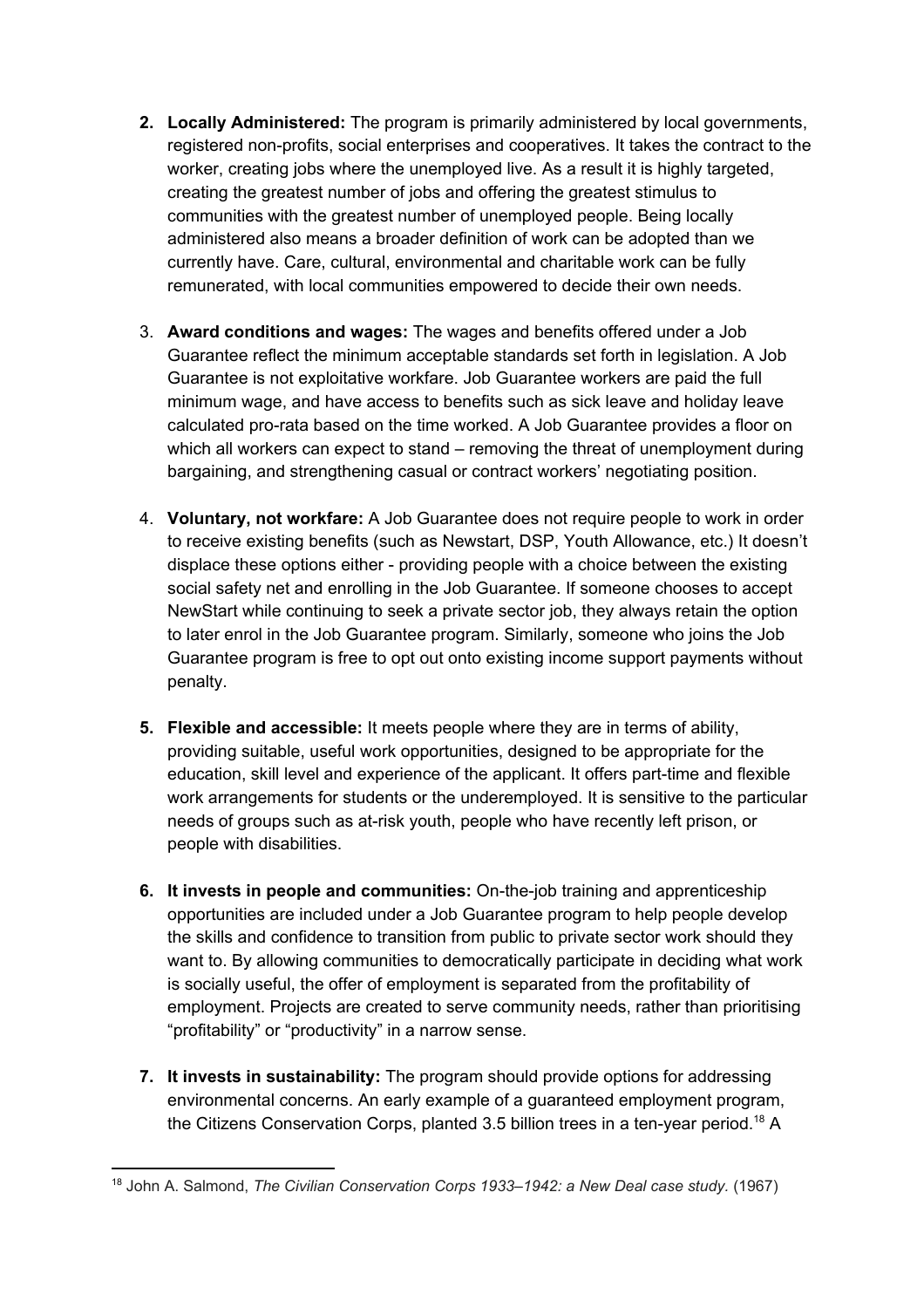2. **Locally Administered:** The program is primarily administered by local governments, registered non-profits, social enterprises and cooperatives. It takes the contract to the worker, creating jobs where the unemployed live. As a result it is highly targeted, creating the greatest number of jobs and offering the greatest stimulus to communities with the greatest number of unemployed people. Being locally administered also means a broader definition of work can be adopted than we currently have. Care, cultural, environmental and charitable work can be fully remunerated, with local communities empowered to decide their own needs.

3. **Award conditions and wages:** The wages and benefits offered under a Job Guarantee reflect the minimum acceptable standards set forth in legislation. A Job Guarantee is not exploitative workfare. Job Guarantee workers are paid the full minimum wage, and have access to benefits such as sick leave and holiday leave calculated pro-rata based on the time worked. A Job Guarantee provides a floor on which all workers can expect to stand – removing the threat of unemployment during bargaining, and strengthening casual or contract workers' negotiating position.

4. **Voluntary, not workfare:** A Job Guarantee does not require people to work in order to receive existing benefits (such as Newstart, DSP, Youth Allowance, etc.) It doesn't displace these options either - providing people with a choice between the existing social safety net and enrolling in the Job Guarantee. If someone chooses to accept NewStart while continuing to seek a private sector job, they always retain the option to later enrol in the Job Guarantee program. Similarly, someone who joins the Job Guarantee program is free to opt out onto existing income support payments without penalty.

5. **Flexible and accessible:** It meets people where they are in terms of ability, providing suitable, useful work opportunities, designed to be appropriate for the education, skill level and experience of the applicant. It offers part-time and flexible work arrangements for students or the underemployed. It is sensitive to the particular needs of groups such as at-risk youth, people who have recently left prison, or people with disabilities.

6. **It invests in people and communities:** On-the-job training and apprenticeship opportunities are included under a Job Guarantee program to help people develop the skills and confidence to transition from public to private sector work should they want to. By allowing communities to democratically participate in deciding what work is socially useful, the offer of employment is separated from the profitability of employment. Projects are created to serve community needs, rather than prioritising "profitability" or "productivity" in a narrow sense.

7. **It invests in sustainability:** The program should provide options for addressing environmental concerns. An early example of a guaranteed employment program, the Citizens Conservation Corps, planted 3.5 billion trees in a ten-year period.[18] A

[18] John A. Salmond, *The Civilian Conservation Corps 1933–1942: a New Deal case study.* (1967)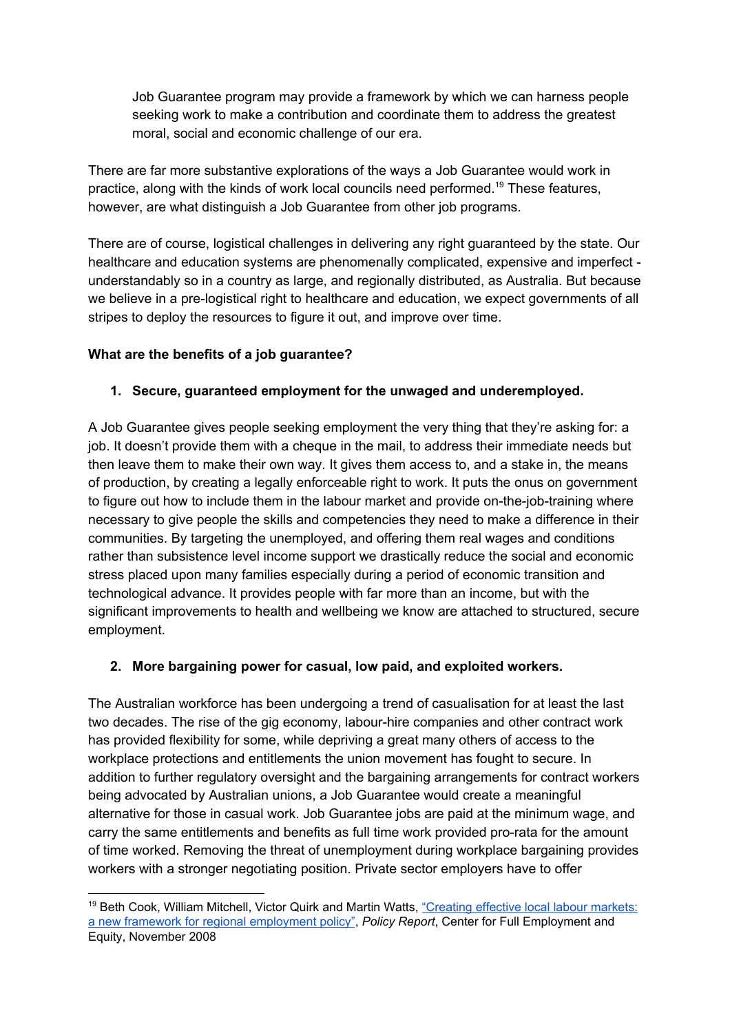Job Guarantee program may provide a framework by which we can harness people seeking work to make a contribution and coordinate them to address the greatest moral, social and economic challenge of our era.

There are far more substantive explorations of the ways a Job Guarantee would work in practice, along with the kinds of work local councils need performed.[19] These features, however, are what distinguish a Job Guarantee from other job programs.

There are of course, logistical challenges in delivering any right guaranteed by the state. Our healthcare and education systems are phenomenally complicated, expensive and imperfect - understandably so in a country as large, and regionally distributed, as Australia. But because we believe in a pre-logistical right to healthcare and education, we expect governments of all stripes to deploy the resources to figure it out, and improve over time.

**What are the benefits of a job guarantee?**

1. **Secure, guaranteed employment for the unwaged and underemployed.**

A Job Guarantee gives people seeking employment the very thing that they're asking for: a job. It doesn't provide them with a cheque in the mail, to address their immediate needs but then leave them to make their own way. It gives them access to, and a stake in, the means of production, by creating a legally enforceable right to work. It puts the onus on government to figure out how to include them in the labour market and provide on-the-job-training where necessary to give people the skills and competencies they need to make a difference in their communities. By targeting the unemployed, and offering them real wages and conditions rather than subsistence level income support we drastically reduce the social and economic stress placed upon many families especially during a period of economic transition and technological advance. It provides people with far more than an income, but with the significant improvements to health and wellbeing we know are attached to structured, secure employment.

2. **More bargaining power for casual, low paid, and exploited workers.**

The Australian workforce has been undergoing a trend of casualisation for at least the last two decades. The rise of the gig economy, labour-hire companies and other contract work has provided flexibility for some, while depriving a great many others of access to the workplace protections and entitlements the union movement has fought to secure. In addition to further regulatory oversight and the bargaining arrangements for contract workers being advocated by Australian unions, a Job Guarantee would create a meaningful alternative for those in casual work. Job Guarantee jobs are paid at the minimum wage, and carry the same entitlements and benefits as full time work provided pro-rata for the amount of time worked. Removing the threat of unemployment during workplace bargaining provides workers with a stronger negotiating position. Private sector employers have to offer

[19] Beth Cook, William Mitchell, Victor Quirk and Martin Watts, "Creating effective local labour markets: a new framework for regional employment policy", *Policy Report*, Center for Full Employment and Equity, November 2008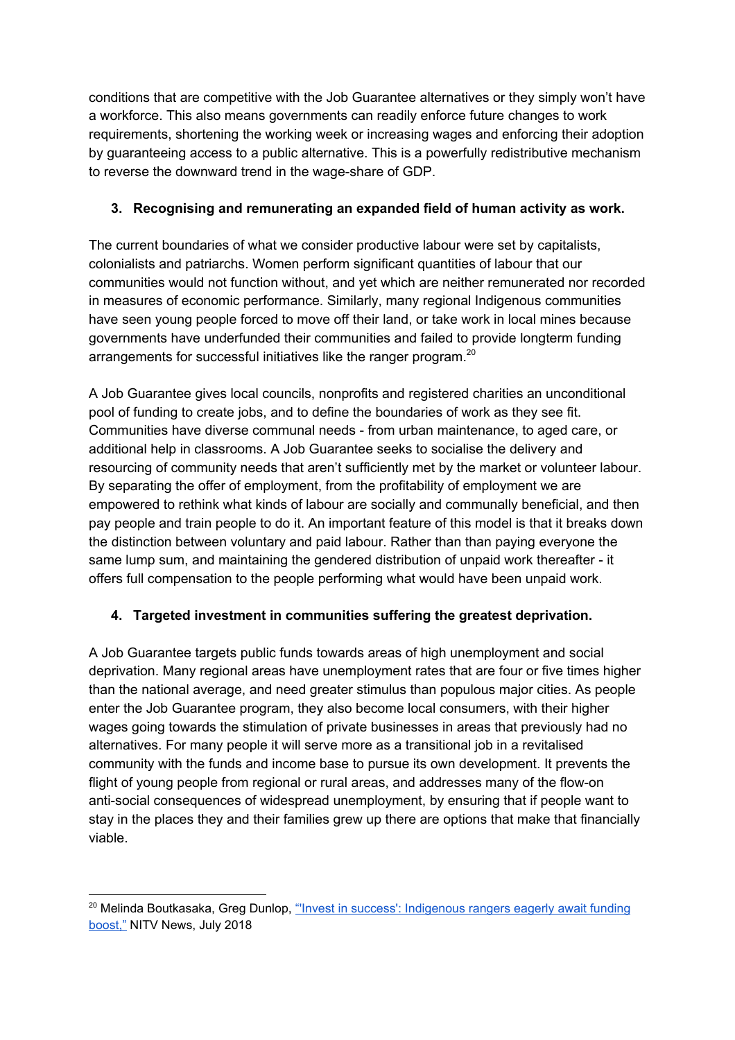conditions that are competitive with the Job Guarantee alternatives or they simply won't have a workforce. This also means governments can readily enforce future changes to work requirements, shortening the working week or increasing wages and enforcing their adoption by guaranteeing access to a public alternative. This is a powerfully redistributive mechanism to reverse the downward trend in the wage-share of GDP.

3. **Recognising and remunerating an expanded field of human activity as work.**

The current boundaries of what we consider productive labour were set by capitalists, colonialists and patriarchs. Women perform significant quantities of labour that our communities would not function without, and yet which are neither remunerated nor recorded in measures of economic performance. Similarly, many regional Indigenous communities have seen young people forced to move off their land, or take work in local mines because governments have underfunded their communities and failed to provide longterm funding arrangements for successful initiatives like the ranger program.[20]

A Job Guarantee gives local councils, nonprofits and registered charities an unconditional pool of funding to create jobs, and to define the boundaries of work as they see fit. Communities have diverse communal needs - from urban maintenance, to aged care, or additional help in classrooms. A Job Guarantee seeks to socialise the delivery and resourcing of community needs that aren't sufficiently met by the market or volunteer labour. By separating the offer of employment, from the profitability of employment we are empowered to rethink what kinds of labour are socially and communally beneficial, and then pay people and train people to do it. An important feature of this model is that it breaks down the distinction between voluntary and paid labour. Rather than than paying everyone the same lump sum, and maintaining the gendered distribution of unpaid work thereafter - it offers full compensation to the people performing what would have been unpaid work.

4. **Targeted investment in communities suffering the greatest deprivation.**

A Job Guarantee targets public funds towards areas of high unemployment and social deprivation. Many regional areas have unemployment rates that are four or five times higher than the national average, and need greater stimulus than populous major cities. As people enter the Job Guarantee program, they also become local consumers, with their higher wages going towards the stimulation of private businesses in areas that previously had no alternatives. For many people it will serve more as a transitional job in a revitalised community with the funds and income base to pursue its own development. It prevents the flight of young people from regional or rural areas, and addresses many of the flow-on anti-social consequences of widespread unemployment, by ensuring that if people want to stay in the places they and their families grew up there are options that make that financially viable.

---

[20] Melinda Boutkasaka, Greg Dunlop, "'Invest in success': Indigenous rangers eagerly await funding boost," NITV News, July 2018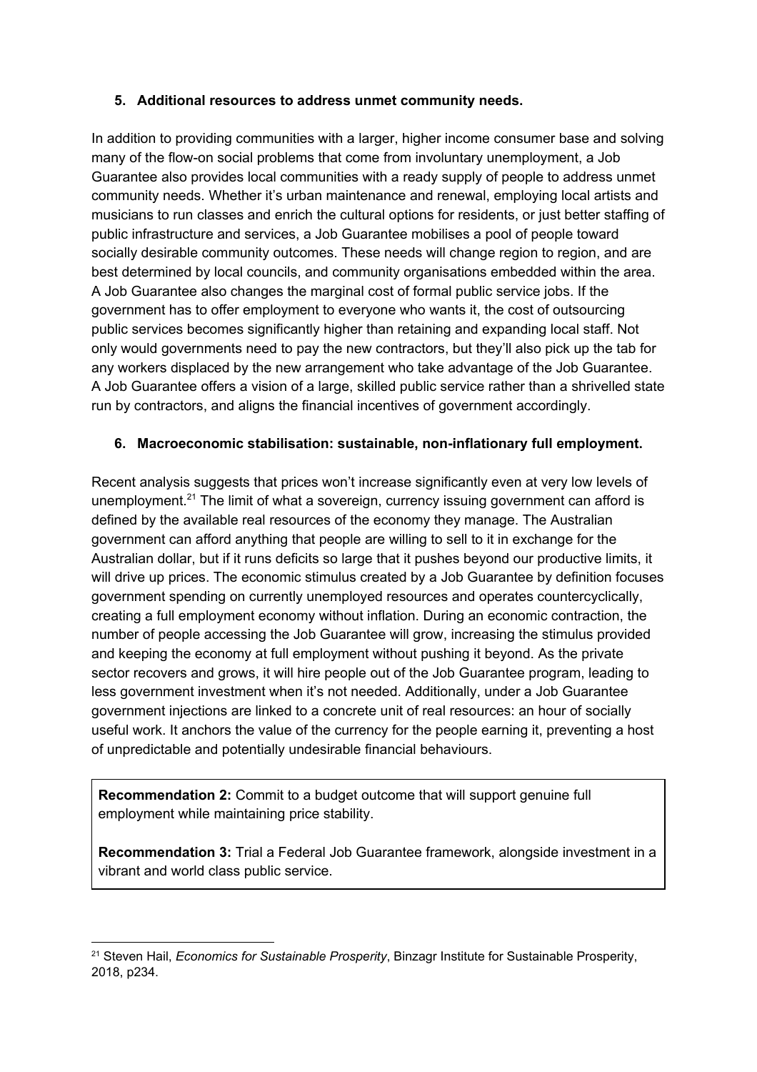**5. Additional resources to address unmet community needs.**

In addition to providing communities with a larger, higher income consumer base and solving many of the flow-on social problems that come from involuntary unemployment, a Job Guarantee also provides local communities with a ready supply of people to address unmet community needs. Whether it's urban maintenance and renewal, employing local artists and musicians to run classes and enrich the cultural options for residents, or just better staffing of public infrastructure and services, a Job Guarantee mobilises a pool of people toward socially desirable community outcomes. These needs will change region to region, and are best determined by local councils, and community organisations embedded within the area. A Job Guarantee also changes the marginal cost of formal public service jobs. If the government has to offer employment to everyone who wants it, the cost of outsourcing public services becomes significantly higher than retaining and expanding local staff. Not only would governments need to pay the new contractors, but they'll also pick up the tab for any workers displaced by the new arrangement who take advantage of the Job Guarantee. A Job Guarantee offers a vision of a large, skilled public service rather than a shrivelled state run by contractors, and aligns the financial incentives of government accordingly.

**6. Macroeconomic stabilisation: sustainable, non-inflationary full employment.**

Recent analysis suggests that prices won't increase significantly even at very low levels of unemployment.[21] The limit of what a sovereign, currency issuing government can afford is defined by the available real resources of the economy they manage. The Australian government can afford anything that people are willing to sell to it in exchange for the Australian dollar, but if it runs deficits so large that it pushes beyond our productive limits, it will drive up prices. The economic stimulus created by a Job Guarantee by definition focuses government spending on currently unemployed resources and operates countercyclically, creating a full employment economy without inflation. During an economic contraction, the number of people accessing the Job Guarantee will grow, increasing the stimulus provided and keeping the economy at full employment without pushing it beyond. As the private sector recovers and grows, it will hire people out of the Job Guarantee program, leading to less government investment when it's not needed. Additionally, under a Job Guarantee government injections are linked to a concrete unit of real resources: an hour of socially useful work. It anchors the value of the currency for the people earning it, preventing a host of unpredictable and potentially undesirable financial behaviours.

**Recommendation 2:** Commit to a budget outcome that will support genuine full employment while maintaining price stability.

**Recommendation 3:** Trial a Federal Job Guarantee framework, alongside investment in a vibrant and world class public service.

---

[21] Steven Hail, *Economics for Sustainable Prosperity*, Binzagr Institute for Sustainable Prosperity, 2018, p234.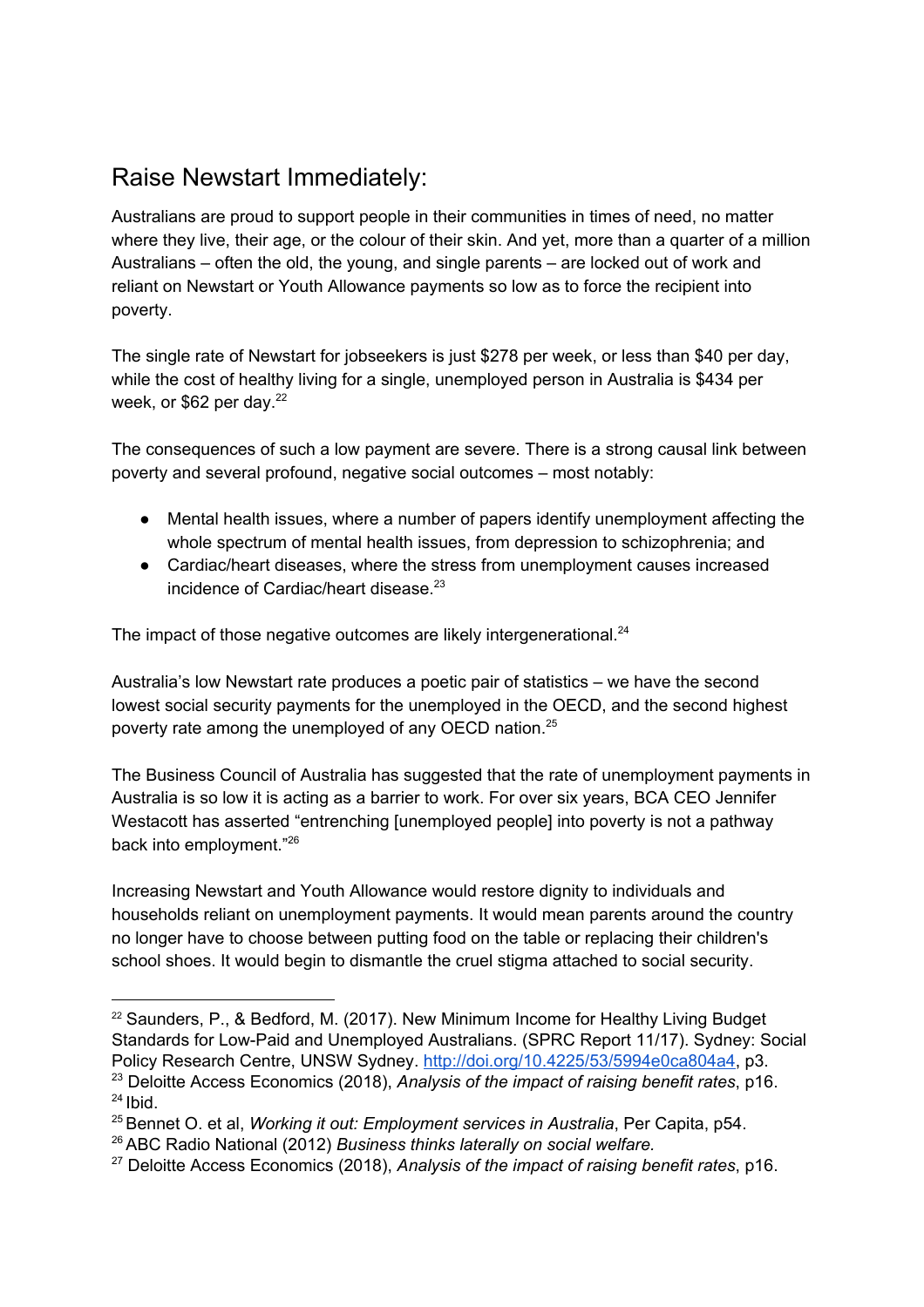## Raise Newstart Immediately:

Australians are proud to support people in their communities in times of need, no matter where they live, their age, or the colour of their skin. And yet, more than a quarter of a million Australians – often the old, the young, and single parents – are locked out of work and reliant on Newstart or Youth Allowance payments so low as to force the recipient into poverty.

The single rate of Newstart for jobseekers is just $278 per week, or less than $40 per day, while the cost of healthy living for a single, unemployed person in Australia is $434 per week, or $62 per day.[22]

The consequences of such a low payment are severe. There is a strong causal link between poverty and several profound, negative social outcomes – most notably:

- Mental health issues, where a number of papers identify unemployment affecting the whole spectrum of mental health issues, from depression to schizophrenia; and
- Cardiac/heart diseases, where the stress from unemployment causes increased incidence of Cardiac/heart disease.[23]

The impact of those negative outcomes are likely intergenerational.[24]

Australia's low Newstart rate produces a poetic pair of statistics – we have the second lowest social security payments for the unemployed in the OECD, and the second highest poverty rate among the unemployed of any OECD nation.[25]

The Business Council of Australia has suggested that the rate of unemployment payments in Australia is so low it is acting as a barrier to work. For over six years, BCA CEO Jennifer Westacott has asserted "entrenching [unemployed people] into poverty is not a pathway back into employment."[26]

Increasing Newstart and Youth Allowance would restore dignity to individuals and households reliant on unemployment payments. It would mean parents around the country no longer have to choose between putting food on the table or replacing their children's school shoes. It would begin to dismantle the cruel stigma attached to social security.

---

[22] Saunders, P., & Bedford, M. (2017). New Minimum Income for Healthy Living Budget Standards for Low-Paid and Unemployed Australians. (SPRC Report 11/17). Sydney: Social Policy Research Centre, UNSW Sydney. http://doi.org/10.4225/53/5994e0ca804a4, p3.

[23] Deloitte Access Economics (2018), *Analysis of the impact of raising benefit rates*, p16.

[24] Ibid.

[25] Bennet O. et al, *Working it out: Employment services in Australia*, Per Capita, p54.

[26] ABC Radio National (2012) *Business thinks laterally on social welfare.*

[27] Deloitte Access Economics (2018), *Analysis of the impact of raising benefit rates*, p16.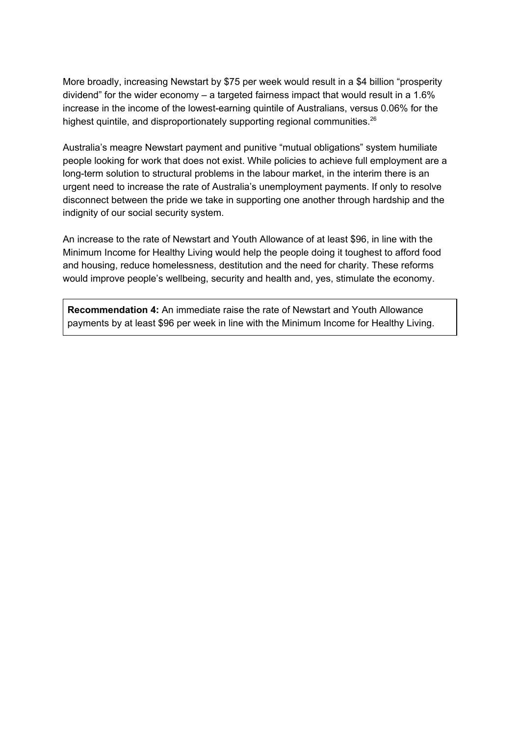More broadly, increasing Newstart by $75 per week would result in a $4 billion "prosperity dividend" for the wider economy – a targeted fairness impact that would result in a 1.6% increase in the income of the lowest-earning quintile of Australians, versus 0.06% for the highest quintile, and disproportionately supporting regional communities.[26]

Australia's meagre Newstart payment and punitive "mutual obligations" system humiliate people looking for work that does not exist. While policies to achieve full employment are a long-term solution to structural problems in the labour market, in the interim there is an urgent need to increase the rate of Australia's unemployment payments. If only to resolve disconnect between the pride we take in supporting one another through hardship and the indignity of our social security system.

An increase to the rate of Newstart and Youth Allowance of at least $96, in line with the Minimum Income for Healthy Living would help the people doing it toughest to afford food and housing, reduce homelessness, destitution and the need for charity. These reforms would improve people's wellbeing, security and health and, yes, stimulate the economy.

**Recommendation 4:** An immediate raise the rate of Newstart and Youth Allowance payments by at least $96 per week in line with the Minimum Income for Healthy Living.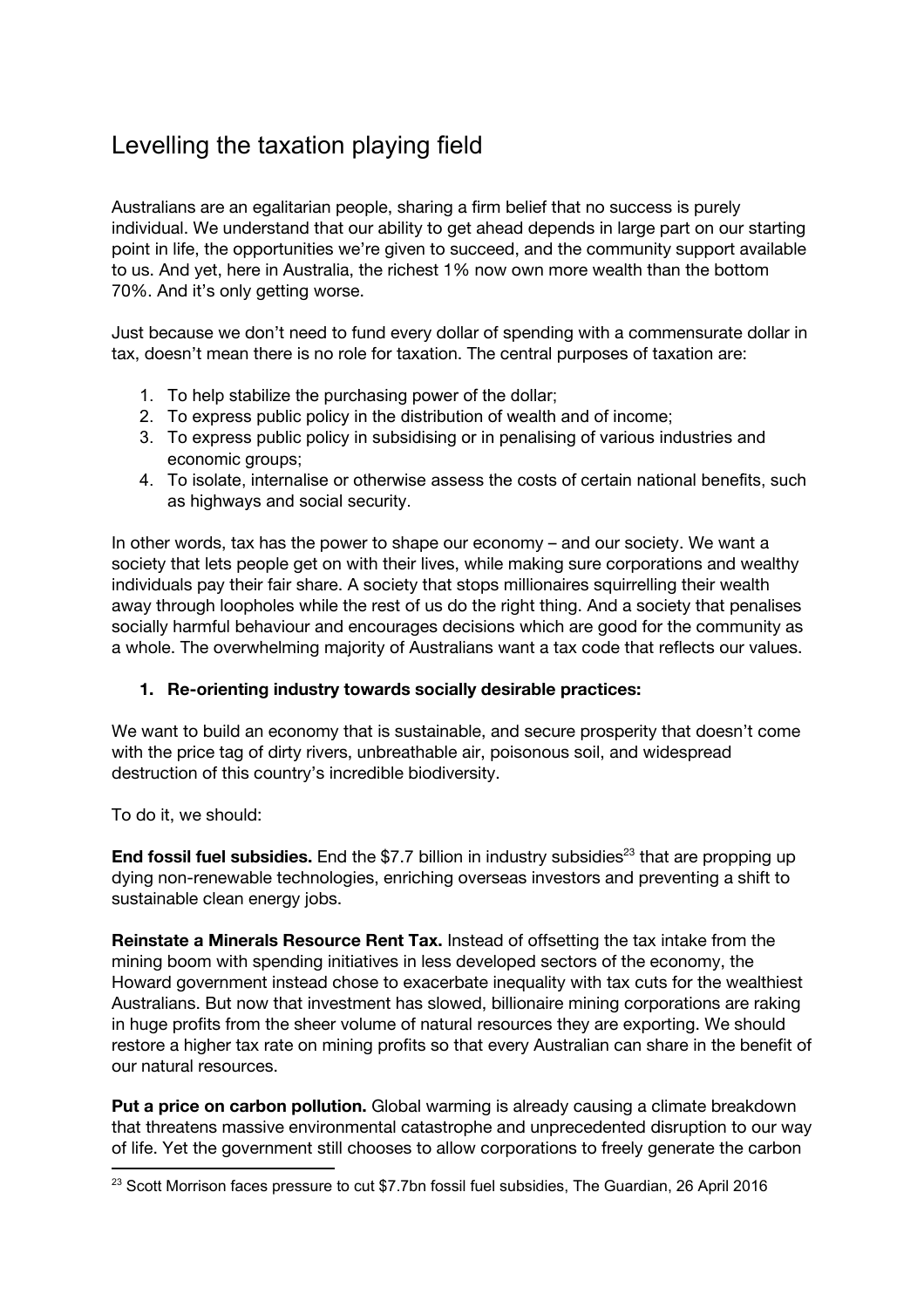# Levelling the taxation playing field

Australians are an egalitarian people, sharing a firm belief that no success is purely individual. We understand that our ability to get ahead depends in large part on our starting point in life, the opportunities we're given to succeed, and the community support available to us. And yet, here in Australia, the richest 1% now own more wealth than the bottom 70%. And it's only getting worse.

Just because we don't need to fund every dollar of spending with a commensurate dollar in tax, doesn't mean there is no role for taxation. The central purposes of taxation are:

1. To help stabilize the purchasing power of the dollar;
2. To express public policy in the distribution of wealth and of income;
3. To express public policy in subsidising or in penalising of various industries and economic groups;
4. To isolate, internalise or otherwise assess the costs of certain national benefits, such as highways and social security.

In other words, tax has the power to shape our economy – and our society. We want a society that lets people get on with their lives, while making sure corporations and wealthy individuals pay their fair share. A society that stops millionaires squirrelling their wealth away through loopholes while the rest of us do the right thing. And a society that penalises socially harmful behaviour and encourages decisions which are good for the community as a whole. The overwhelming majority of Australians want a tax code that reflects our values.

1. **Re-orienting industry towards socially desirable practices:**

We want to build an economy that is sustainable, and secure prosperity that doesn't come with the price tag of dirty rivers, unbreathable air, poisonous soil, and widespread destruction of this country's incredible biodiversity.

To do it, we should:

**End fossil fuel subsidies.** End the $7.7 billion in industry subsidies[23] that are propping up dying non-renewable technologies, enriching overseas investors and preventing a shift to sustainable clean energy jobs.

**Reinstate a Minerals Resource Rent Tax.** Instead of offsetting the tax intake from the mining boom with spending initiatives in less developed sectors of the economy, the Howard government instead chose to exacerbate inequality with tax cuts for the wealthiest Australians. But now that investment has slowed, billionaire mining corporations are raking in huge profits from the sheer volume of natural resources they are exporting. We should restore a higher tax rate on mining profits so that every Australian can share in the benefit of our natural resources.

**Put a price on carbon pollution.** Global warming is already causing a climate breakdown that threatens massive environmental catastrophe and unprecedented disruption to our way of life. Yet the government still chooses to allow corporations to freely generate the carbon

[23] Scott Morrison faces pressure to cut $7.7bn fossil fuel subsidies, The Guardian, 26 April 2016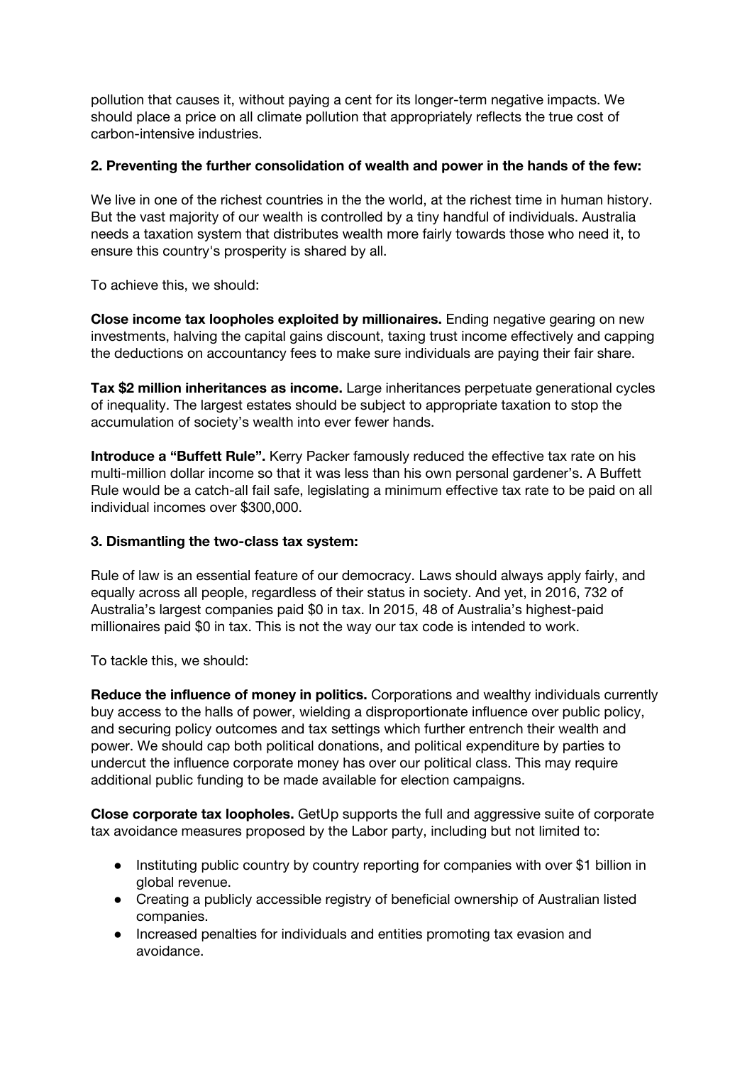pollution that causes it, without paying a cent for its longer-term negative impacts. We should place a price on all climate pollution that appropriately reflects the true cost of carbon-intensive industries.

**2. Preventing the further consolidation of wealth and power in the hands of the few:**

We live in one of the richest countries in the the world, at the richest time in human history. But the vast majority of our wealth is controlled by a tiny handful of individuals. Australia needs a taxation system that distributes wealth more fairly towards those who need it, to ensure this country's prosperity is shared by all.

To achieve this, we should:

**Close income tax loopholes exploited by millionaires.** Ending negative gearing on new investments, halving the capital gains discount, taxing trust income effectively and capping the deductions on accountancy fees to make sure individuals are paying their fair share.

**Tax $2 million inheritances as income.** Large inheritances perpetuate generational cycles of inequality. The largest estates should be subject to appropriate taxation to stop the accumulation of society's wealth into ever fewer hands.

**Introduce a "Buffett Rule".** Kerry Packer famously reduced the effective tax rate on his multi-million dollar income so that it was less than his own personal gardener's. A Buffett Rule would be a catch-all fail safe, legislating a minimum effective tax rate to be paid on all individual incomes over $300,000.

**3. Dismantling the two-class tax system:**

Rule of law is an essential feature of our democracy. Laws should always apply fairly, and equally across all people, regardless of their status in society. And yet, in 2016, 732 of Australia's largest companies paid $0 in tax. In 2015, 48 of Australia's highest-paid millionaires paid $0 in tax. This is not the way our tax code is intended to work.

To tackle this, we should:

**Reduce the influence of money in politics.** Corporations and wealthy individuals currently buy access to the halls of power, wielding a disproportionate influence over public policy, and securing policy outcomes and tax settings which further entrench their wealth and power. We should cap both political donations, and political expenditure by parties to undercut the influence corporate money has over our political class. This may require additional public funding to be made available for election campaigns.

**Close corporate tax loopholes.** GetUp supports the full and aggressive suite of corporate tax avoidance measures proposed by the Labor party, including but not limited to:

- Instituting public country by country reporting for companies with over $1 billion in global revenue.
- Creating a publicly accessible registry of beneficial ownership of Australian listed companies.
- Increased penalties for individuals and entities promoting tax evasion and avoidance.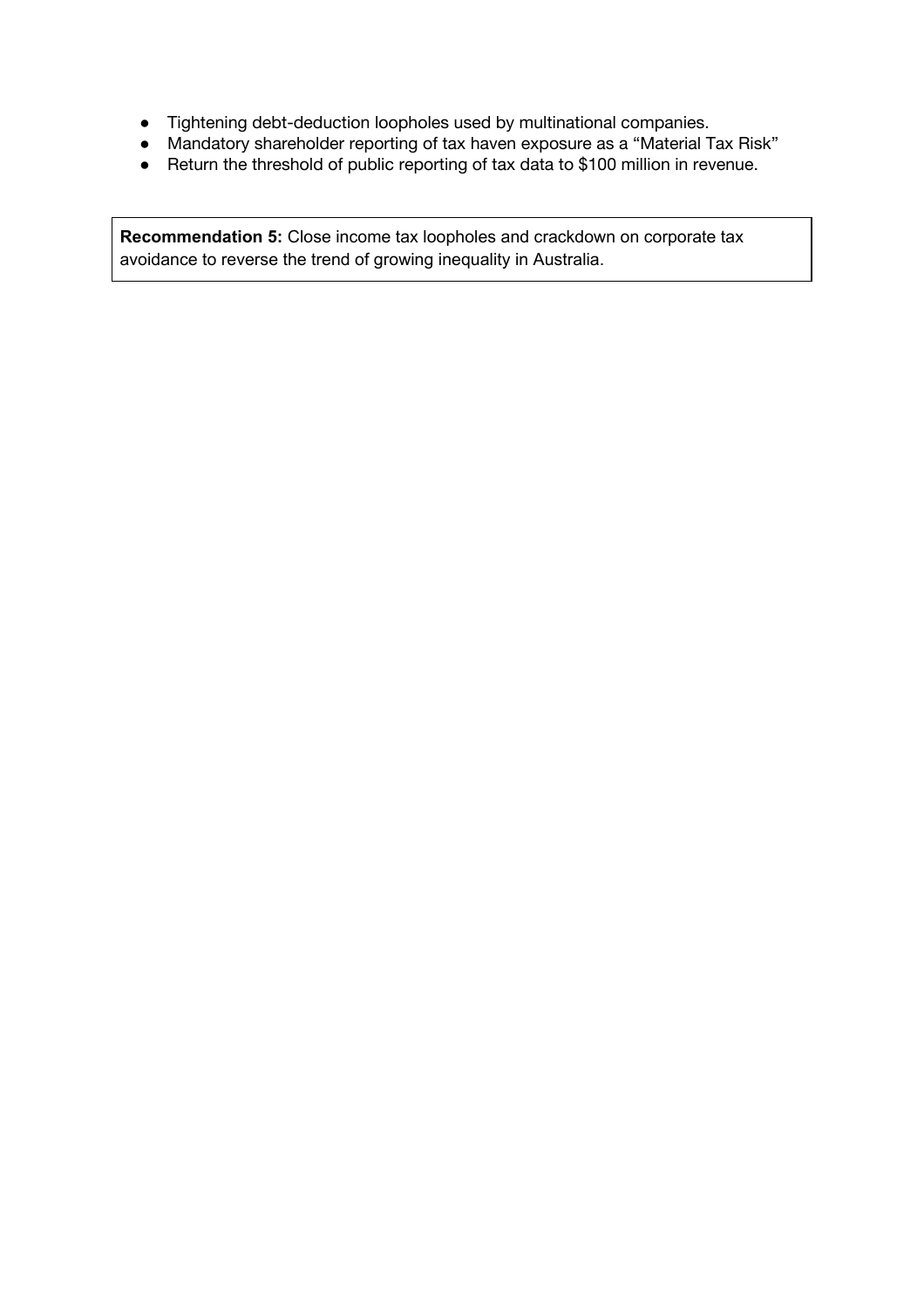- Tightening debt-deduction loopholes used by multinational companies.
- Mandatory shareholder reporting of tax haven exposure as a "Material Tax Risk"
- Return the threshold of public reporting of tax data to $100 million in revenue.

**Recommendation 5:** Close income tax loopholes and crackdown on corporate tax avoidance to reverse the trend of growing inequality in Australia.